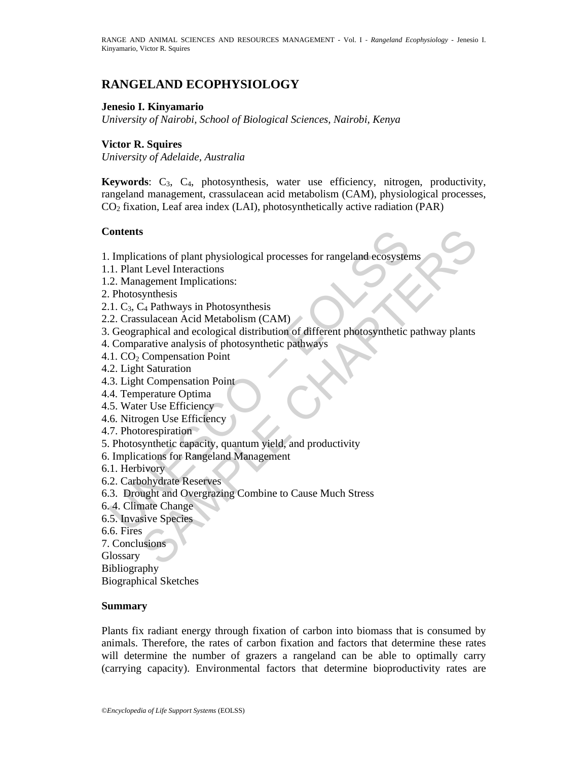# RANGELAND ECOPHYSIOLOGY

**Jenesio I. Kinyamario**

*University of Nairobi, School of Biological Sciences, Nairobi, Kenya*

**Victor R. Squires**

*University of Adelaide, Australia*

**Keywords**: $C_3$, $C_4$, photosynthesis, water use efficiency, nitrogen, productivity, rangeland management, crassulacean acid metabolism (CAM), physiological processes, $CO_2$ fixation, Leaf area index (LAI), photosynthetically active radiation (PAR)

## Contents

1. Implications of plant physiological processes for rangeland ecosystems
1.1. Plant Level Interactions
1.2. Management Implications:
2. Photosynthesis
2.1. $C_3$, $C_4$ Pathways in Photosynthesis
2.2. Crassulacean Acid Metabolism (CAM)
3. Geographical and ecological distribution of different photosynthetic pathway plants
4. Comparative analysis of photosynthetic pathways
4.1. $CO_2$ Compensation Point
4.2. Light Saturation
4.3. Light Compensation Point
4.4. Temperature Optima
4.5. Water Use Efficiency
4.6. Nitrogen Use Efficiency
4.7. Photorespiration
5. Photosynthetic capacity, quantum yield, and productivity
6. Implications for Rangeland Management
6.1. Herbivory
6.2. Carbohydrate Reserves
6.3. Drought and Overgrazing Combine to Cause Much Stress
6.4. Climate Change
6.5. Invasive Species
6.6. Fires
7. Conclusions
Glossary
Bibliography
Biographical Sketches

## Summary

Plants fix radiant energy through fixation of carbon into biomass that is consumed by animals. Therefore, the rates of carbon fixation and factors that determine these rates will determine the number of grazers a rangeland can be able to optimally carry (carrying capacity). Environmental factors that determine bioproductivity rates are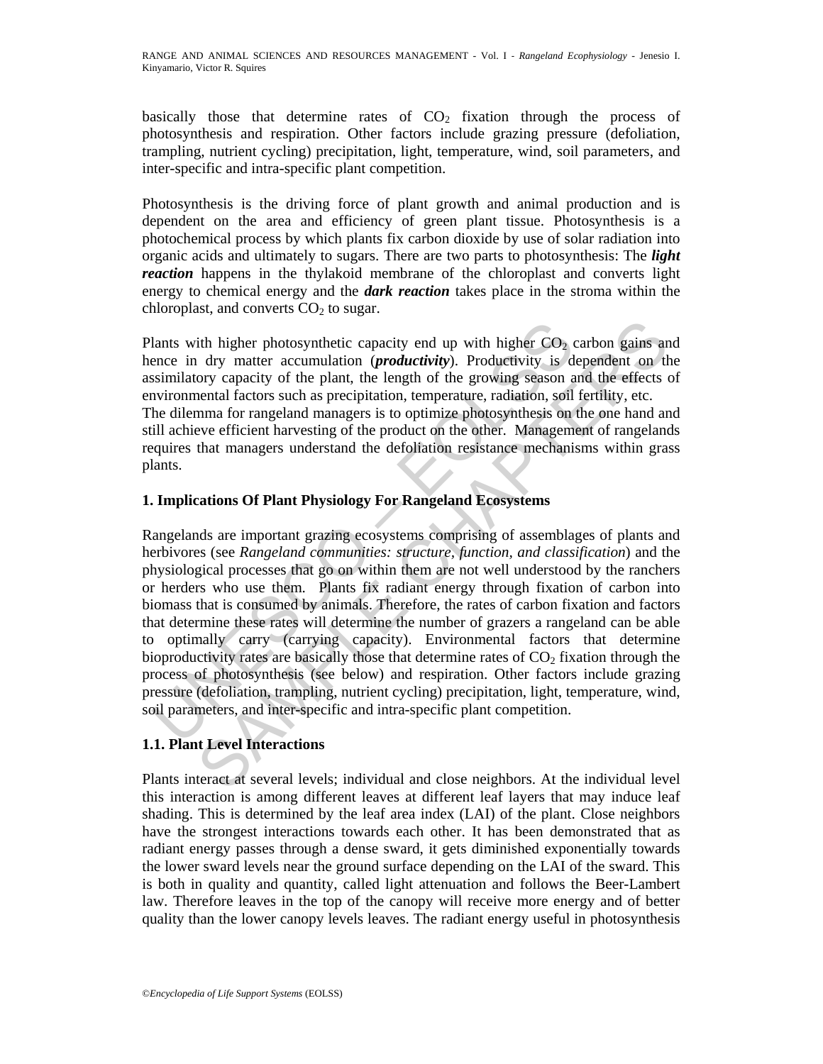basically those that determine rates of $CO_2$ fixation through the process of photosynthesis and respiration. Other factors include grazing pressure (defoliation, trampling, nutrient cycling) precipitation, light, temperature, wind, soil parameters, and inter-specific and intra-specific plant competition.

Photosynthesis is the driving force of plant growth and animal production and is dependent on the area and efficiency of green plant tissue. Photosynthesis is a photochemical process by which plants fix carbon dioxide by use of solar radiation into organic acids and ultimately to sugars. There are two parts to photosynthesis: The ***light reaction*** happens in the thylakoid membrane of the chloroplast and converts light energy to chemical energy and the ***dark reaction*** takes place in the stroma within the chloroplast, and converts $CO_2$ to sugar.

Plants with higher photosynthetic capacity end up with higher $CO_2$ carbon gains and hence in dry matter accumulation (***productivity***). Productivity is dependent on the assimilatory capacity of the plant, the length of the growing season and the effects of environmental factors such as precipitation, temperature, radiation, soil fertility, etc.
The dilemma for rangeland managers is to optimize photosynthesis on the one hand and still achieve efficient harvesting of the product on the other. Management of rangelands requires that managers understand the defoliation resistance mechanisms within grass plants.

## 1. Implications Of Plant Physiology For Rangeland Ecosystems

Rangelands are important grazing ecosystems comprising of assemblages of plants and herbivores (see *Rangeland communities: structure, function, and classification*) and the physiological processes that go on within them are not well understood by the ranchers or herders who use them. Plants fix radiant energy through fixation of carbon into biomass that is consumed by animals. Therefore, the rates of carbon fixation and factors that determine these rates will determine the number of grazers a rangeland can be able to optimally carry (carrying capacity). Environmental factors that determine bioproductivity rates are basically those that determine rates of $CO_2$ fixation through the process of photosynthesis (see below) and respiration. Other factors include grazing pressure (defoliation, trampling, nutrient cycling) precipitation, light, temperature, wind, soil parameters, and inter-specific and intra-specific plant competition.

### 1.1. Plant Level Interactions

Plants interact at several levels; individual and close neighbors. At the individual level this interaction is among different leaves at different leaf layers that may induce leaf shading. This is determined by the leaf area index (LAI) of the plant. Close neighbors have the strongest interactions towards each other. It has been demonstrated that as radiant energy passes through a dense sward, it gets diminished exponentially towards the lower sward levels near the ground surface depending on the LAI of the sward. This is both in quality and quantity, called light attenuation and follows the Beer-Lambert law. Therefore leaves in the top of the canopy will receive more energy and of better quality than the lower canopy levels leaves. The radiant energy useful in photosynthesis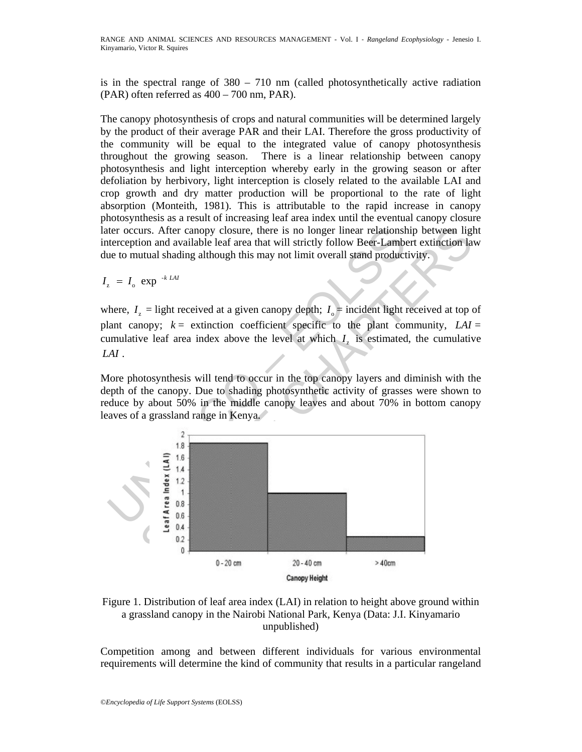is in the spectral range of 380 – 710 nm (called photosynthetically active radiation (PAR) often referred as 400 – 700 nm, PAR).

The canopy photosynthesis of crops and natural communities will be determined largely by the product of their average PAR and their LAI. Therefore the gross productivity of the community will be equal to the integrated value of canopy photosynthesis throughout the growing season. There is a linear relationship between canopy photosynthesis and light interception whereby early in the growing season or after defoliation by herbivory, light interception is closely related to the available LAI and crop growth and dry matter production will be proportional to the rate of light absorption (Monteith, 1981). This is attributable to the rapid increase in canopy photosynthesis as a result of increasing leaf area index until the eventual canopy closure later occurs. After canopy closure, there is no longer linear relationship between light interception and available leaf area that will strictly follow Beer-Lambert extinction law due to mutual shading although this may not limit overall stand productivity.

$$I_z = I_o \exp^{-k\,LAI}$$

where, $I_z$ = light received at a given canopy depth; $I_o$ = incident light received at top of plant canopy; $k$ = extinction coefficient specific to the plant community, $LAI$ = cumulative leaf area index above the level at which $I_z$ is estimated, the cumulative $LAI$.

More photosynthesis will tend to occur in the top canopy layers and diminish with the depth of the canopy. Due to shading photosynthetic activity of grasses were shown to reduce by about 50% in the middle canopy leaves and about 70% in bottom canopy leaves of a grassland range in Kenya.

Figure 1. Distribution of leaf area index (LAI) in relation to height above ground within a grassland canopy in the Nairobi National Park, Kenya (Data: J.I. Kinyamario unpublished)

Competition among and between different individuals for various environmental requirements will determine the kind of community that results in a particular rangeland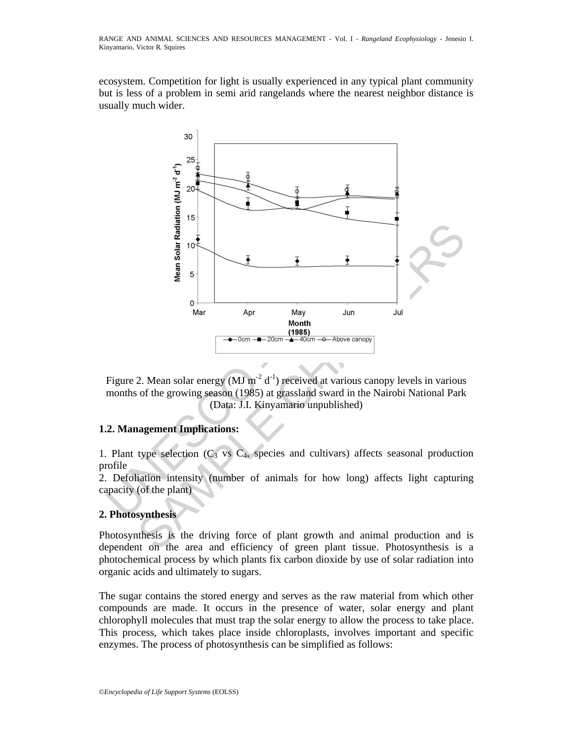ecosystem. Competition for light is usually experienced in any typical plant community but is less of a problem in semi arid rangelands where the nearest neighbor distance is usually much wider.

Figure 2. Mean solar energy (MJ $m^{-2}$ $d^{-1}$) received at various canopy levels in various months of the growing season (1985) at grassland sward in the Nairobi National Park (Data: J.I. Kinyamario unpublished)

### 1.2. Management Implications:

1. Plant type selection ($C_3$ vs $C_4$, species and cultivars) affects seasonal production profile
2. Defoliation intensity (number of animals for how long) affects light capturing capacity (of the plant)

## 2. Photosynthesis

Photosynthesis is the driving force of plant growth and animal production and is dependent on the area and efficiency of green plant tissue. Photosynthesis is a photochemical process by which plants fix carbon dioxide by use of solar radiation into organic acids and ultimately to sugars.

The sugar contains the stored energy and serves as the raw material from which other compounds are made. It occurs in the presence of water, solar energy and plant chlorophyll molecules that must trap the solar energy to allow the process to take place. This process, which takes place inside chloroplasts, involves important and specific enzymes. The process of photosynthesis can be simplified as follows: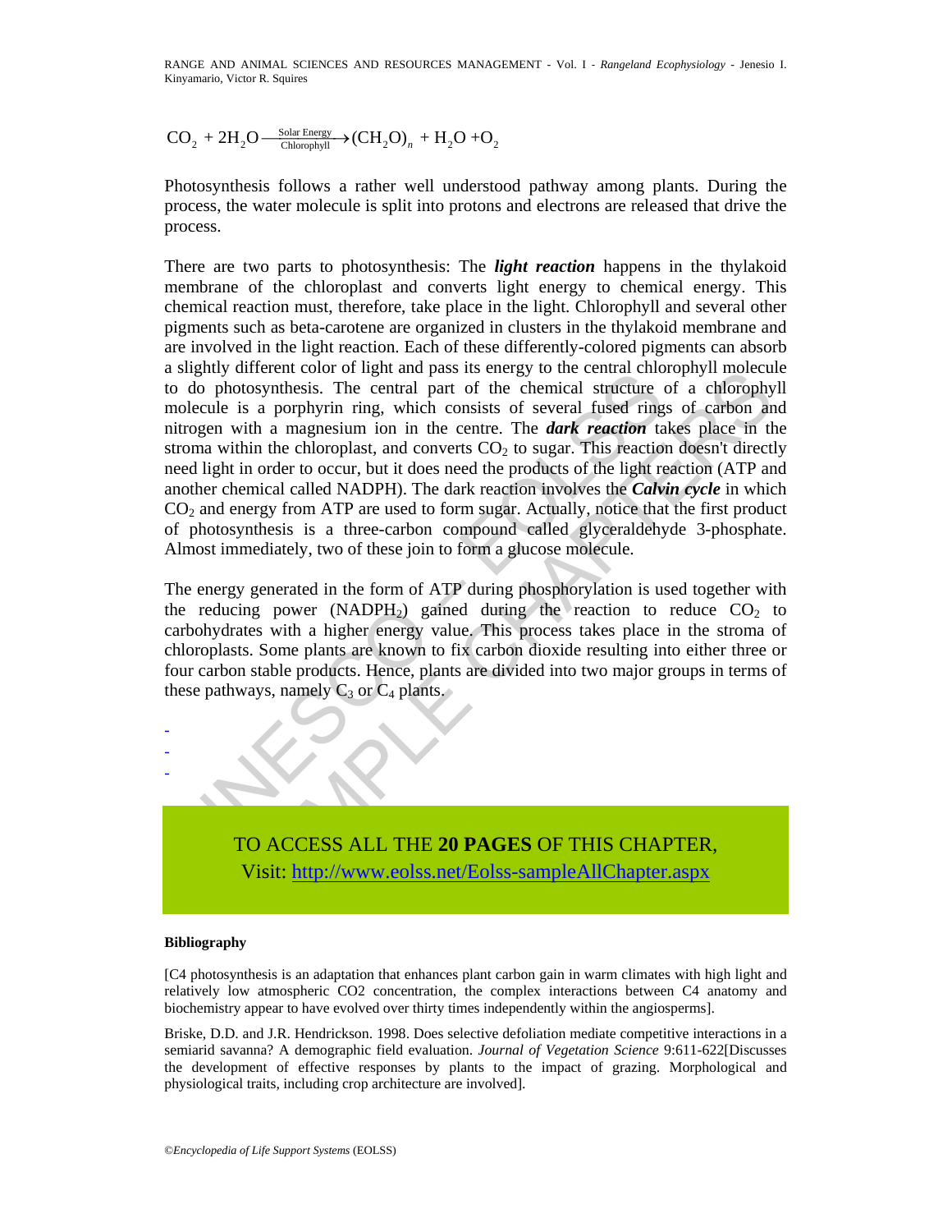$$CO_2 + 2H_2O \xrightarrow[\text{Chlorophyll}]{\text{Solar Energy}} (CH_2O)_n + H_2O + O_2$$

Photosynthesis follows a rather well understood pathway among plants. During the process, the water molecule is split into protons and electrons are released that drive the process.

There are two parts to photosynthesis: The ***light reaction*** happens in the thylakoid membrane of the chloroplast and converts light energy to chemical energy. This chemical reaction must, therefore, take place in the light. Chlorophyll and several other pigments such as beta-carotene are organized in clusters in the thylakoid membrane and are involved in the light reaction. Each of these differently-colored pigments can absorb a slightly different color of light and pass its energy to the central chlorophyll molecule to do photosynthesis. The central part of the chemical structure of a chlorophyll molecule is a porphyrin ring, which consists of several fused rings of carbon and nitrogen with a magnesium ion in the centre. The ***dark reaction*** takes place in the stroma within the chloroplast, and converts $CO_2$ to sugar. This reaction doesn't directly need light in order to occur, but it does need the products of the light reaction (ATP and another chemical called NADPH). The dark reaction involves the ***Calvin cycle*** in which $CO_2$ and energy from ATP are used to form sugar. Actually, notice that the first product of photosynthesis is a three-carbon compound called glyceraldehyde 3-phosphate. Almost immediately, two of these join to form a glucose molecule.

The energy generated in the form of ATP during phosphorylation is used together with the reducing power ($NADPH_2$) gained during the reaction to reduce $CO_2$ to carbohydrates with a higher energy value. This process takes place in the stroma of chloroplasts. Some plants are known to fix carbon dioxide resulting into either three or four carbon stable products. Hence, plants are divided into two major groups in terms of these pathways, namely $C_3$ or $C_4$ plants.

-
-
-

TO ACCESS ALL THE **20 PAGES** OF THIS CHAPTER,
Visit: http://www.eolss.net/Eolss-sampleAllChapter.aspx

#### Bibliography

[C4 photosynthesis is an adaptation that enhances plant carbon gain in warm climates with high light and relatively low atmospheric CO2 concentration, the complex interactions between C4 anatomy and biochemistry appear to have evolved over thirty times independently within the angiosperms].

Briske, D.D. and J.R. Hendrickson. 1998. Does selective defoliation mediate competitive interactions in a semiarid savanna? A demographic field evaluation. *Journal of Vegetation Science* 9:611-622[Discusses the development of effective responses by plants to the impact of grazing. Morphological and physiological traits, including crop architecture are involved].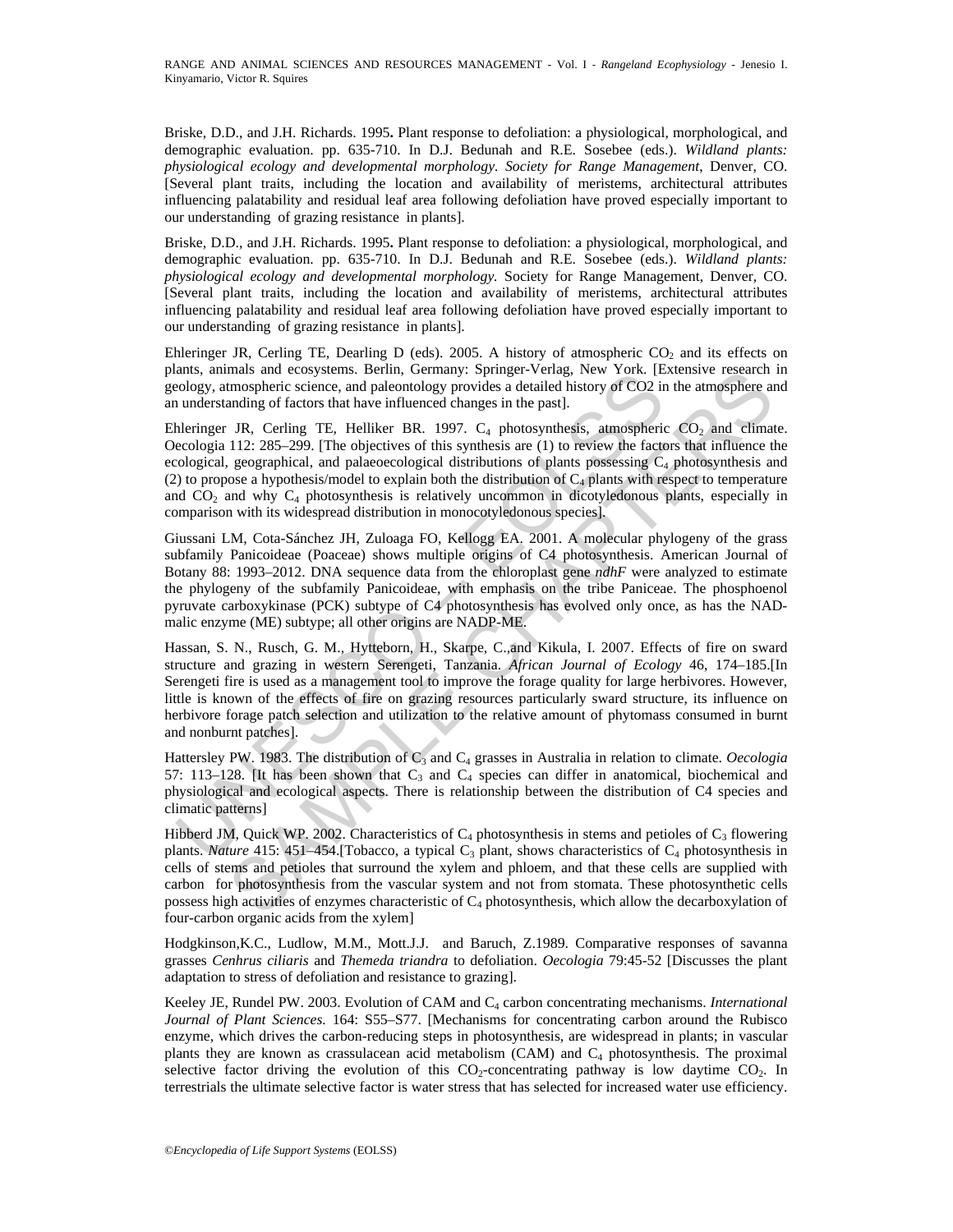Briske, D.D., and J.H. Richards. 1995**.** Plant response to defoliation: a physiological, morphological, and demographic evaluation. pp. 635-710. In D.J. Bedunah and R.E. Sosebee (eds.). *Wildland plants: physiological ecology and developmental morphology. Society for Range Management*, Denver, CO. [Several plant traits, including the location and availability of meristems, architectural attributes influencing palatability and residual leaf area following defoliation have proved especially important to our understanding of grazing resistance in plants].

Briske, D.D., and J.H. Richards. 1995**.** Plant response to defoliation: a physiological, morphological, and demographic evaluation. pp. 635-710. In D.J. Bedunah and R.E. Sosebee (eds.). *Wildland plants: physiological ecology and developmental morphology.* Society for Range Management, Denver, CO. [Several plant traits, including the location and availability of meristems, architectural attributes influencing palatability and residual leaf area following defoliation have proved especially important to our understanding of grazing resistance in plants].

Ehleringer JR, Cerling TE, Dearling D (eds). 2005. A history of atmospheric $CO_2$ and its effects on plants, animals and ecosystems. Berlin, Germany: Springer-Verlag, New York. [Extensive research in geology, atmospheric science, and paleontology provides a detailed history of CO2 in the atmosphere and an understanding of factors that have influenced changes in the past].

Ehleringer JR, Cerling TE, Helliker BR. 1997. $C_4$ photosynthesis, atmospheric $CO_2$ and climate. Oecologia 112: 285–299. [The objectives of this synthesis are (1) to review the factors that influence the ecological, geographical, and palaeoecological distributions of plants possessing $C_4$ photosynthesis and (2) to propose a hypothesis/model to explain both the distribution of $C_4$ plants with respect to temperature and $CO_2$ and why $C_4$ photosynthesis is relatively uncommon in dicotyledonous plants, especially in comparison with its widespread distribution in monocotyledonous species].

Giussani LM, Cota-Sánchez JH, Zuloaga FO, Kellogg EA. 2001. A molecular phylogeny of the grass subfamily Panicoideae (Poaceae) shows multiple origins of C4 photosynthesis. American Journal of Botany 88: 1993–2012. DNA sequence data from the chloroplast gene *ndhF* were analyzed to estimate the phylogeny of the subfamily Panicoideae, with emphasis on the tribe Paniceae. The phosphoenol pyruvate carboxykinase (PCK) subtype of C4 photosynthesis has evolved only once, as has the NAD-malic enzyme (ME) subtype; all other origins are NADP-ME.

Hassan, S. N., Rusch, G. M., Hytteborn, H., Skarpe, C.,and Kikula, I. 2007. Effects of fire on sward structure and grazing in western Serengeti, Tanzania. *African Journal of Ecology* 46, 174–185.[In Serengeti fire is used as a management tool to improve the forage quality for large herbivores. However, little is known of the effects of fire on grazing resources particularly sward structure, its influence on herbivore forage patch selection and utilization to the relative amount of phytomass consumed in burnt and nonburnt patches].

Hattersley PW. 1983. The distribution of $C_3$ and $C_4$ grasses in Australia in relation to climate. *Oecologia* 57: 113–128. [It has been shown that $C_3$ and $C_4$ species can differ in anatomical, biochemical and physiological and ecological aspects. There is relationship between the distribution of C4 species and climatic patterns]

Hibberd JM, Quick WP. 2002. Characteristics of $C_4$ photosynthesis in stems and petioles of $C_3$ flowering plants. *Nature* 415: 451–454.[Tobacco, a typical $C_3$ plant, shows characteristics of $C_4$ photosynthesis in cells of stems and petioles that surround the xylem and phloem, and that these cells are supplied with carbon for photosynthesis from the vascular system and not from stomata. These photosynthetic cells possess high activities of enzymes characteristic of $C_4$ photosynthesis, which allow the decarboxylation of four-carbon organic acids from the xylem]

Hodgkinson,K.C., Ludlow, M.M., Mott.J.J. and Baruch, Z.1989. Comparative responses of savanna grasses *Cenhrus ciliaris* and *Themeda triandra* to defoliation. *Oecologia* 79:45-52 [Discusses the plant adaptation to stress of defoliation and resistance to grazing].

Keeley JE, Rundel PW. 2003. Evolution of CAM and $C_4$ carbon concentrating mechanisms. *International Journal of Plant Sciences.* 164: S55–S77. [Mechanisms for concentrating carbon around the Rubisco enzyme, which drives the carbon-reducing steps in photosynthesis, are widespread in plants; in vascular plants they are known as crassulacean acid metabolism (CAM) and $C_4$ photosynthesis. The proximal selective factor driving the evolution of this $CO_2$-concentrating pathway is low daytime $CO_2$. In terrestrials the ultimate selective factor is water stress that has selected for increased water use efficiency.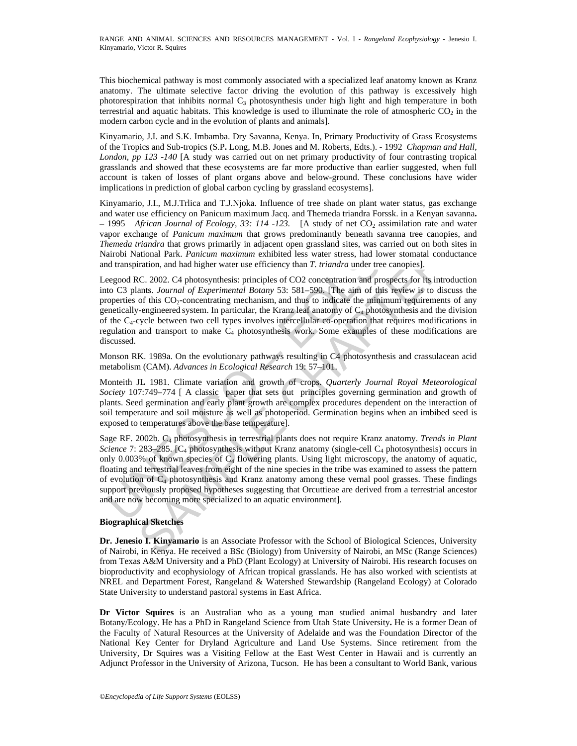This biochemical pathway is most commonly associated with a specialized leaf anatomy known as Kranz anatomy. The ultimate selective factor driving the evolution of this pathway is excessively high photorespiration that inhibits normal $C_3$ photosynthesis under high light and high temperature in both terrestrial and aquatic habitats. This knowledge is used to illuminate the role of atmospheric $CO_2$ in the modern carbon cycle and in the evolution of plants and animals].

Kinyamario, J.I. and S.K. Imbamba. Dry Savanna, Kenya. In, Primary Productivity of Grass Ecosystems of the Tropics and Sub-tropics (S.P**.** Long, M.B. Jones and M. Roberts, Edts.). - 1992 *Chapman and Hall, London, pp 123 -140* [A study was carried out on net primary productivity of four contrasting tropical grasslands and showed that these ecosystems are far more productive than earlier suggested, when full account is taken of losses of plant organs above and below-ground. These conclusions have wider implications in prediction of global carbon cycling by grassland ecosystems].

Kinyamario, J.I., M.J.Trlica and T.J.Njoka. Influence of tree shade on plant water status, gas exchange and water use efficiency on Panicum maximum Jacq. and Themeda triandra Forssk. in a Kenyan savanna**. –** 1995 *African Journal of Ecology, 33: 114 -123.* [A study of net $CO_2$ assimilation rate and water vapor exchange of *Panicum maximum* that grows predominantly beneath savanna tree canopies, and *Themeda triandra* that grows primarily in adjacent open grassland sites, was carried out on both sites in Nairobi National Park. *Panicum maximum* exhibited less water stress, had lower stomatal conductance and transpiration, and had higher water use efficiency than *T. triandra* under tree canopies].

Leegood RC. 2002. C4 photosynthesis: principles of CO2 concentration and prospects for its introduction into C3 plants. *Journal of Experimental Botany* 53: 581–590. [The aim of this review is to discuss the properties of this $CO_2$-concentrating mechanism, and thus to indicate the minimum requirements of any genetically-engineered system. In particular, the Kranz leaf anatomy of $C_4$ photosynthesis and the division of the $C_4$-cycle between two cell types involves intercellular co-operation that requires modifications in regulation and transport to make $C_4$ photosynthesis work. Some examples of these modifications are discussed.

Monson RK. 1989a. On the evolutionary pathways resulting in C4 photosynthesis and crassulacean acid metabolism (CAM). *Advances in Ecological Research* 19: 57–101.

Monteith JL 1981. Climate variation and growth of crops. *Quarterly Journal Royal Meteorological Society* 107:749–774 [ A classic paper that sets out principles governing germination and growth of plants. Seed germination and early plant growth are complex procedures dependent on the interaction of soil temperature and soil moisture as well as photoperiod. Germination begins when an imbibed seed is exposed to temperatures above the base temperature].

Sage RF. 2002b. $C_4$ photosynthesis in terrestrial plants does not require Kranz anatomy. *Trends in Plant Science* 7: 283–285. [$C_4$ photosynthesis without Kranz anatomy (single-cell $C_4$ photosynthesis) occurs in only 0.003% of known species of $C_4$ flowering plants. Using light microscopy, the anatomy of aquatic, floating and terrestrial leaves from eight of the nine species in the tribe was examined to assess the pattern of evolution of $C_4$ photosynthesis and Kranz anatomy among these vernal pool grasses. These findings support previously proposed hypotheses suggesting that Orcuttieae are derived from a terrestrial ancestor and are now becoming more specialized to an aquatic environment].

**Biographical Sketches**

**Dr. Jenesio I. Kinyamario** is an Associate Professor with the School of Biological Sciences, University of Nairobi, in Kenya. He received a BSc (Biology) from University of Nairobi, an MSc (Range Sciences) from Texas A&M University and a PhD (Plant Ecology) at University of Nairobi. His research focuses on bioproductivity and ecophysiology of African tropical grasslands. He has also worked with scientists at NREL and Department Forest, Rangeland & Watershed Stewardship (Rangeland Ecology) at Colorado State University to understand pastoral systems in East Africa.

**Dr Victor Squires** is an Australian who as a young man studied animal husbandry and later Botany/Ecology. He has a PhD in Rangeland Science from Utah State University**.** He is a former Dean of the Faculty of Natural Resources at the University of Adelaide and was the Foundation Director of the National Key Center for Dryland Agriculture and Land Use Systems. Since retirement from the University, Dr Squires was a Visiting Fellow at the East West Center in Hawaii and is currently an Adjunct Professor in the University of Arizona, Tucson. He has been a consultant to World Bank, various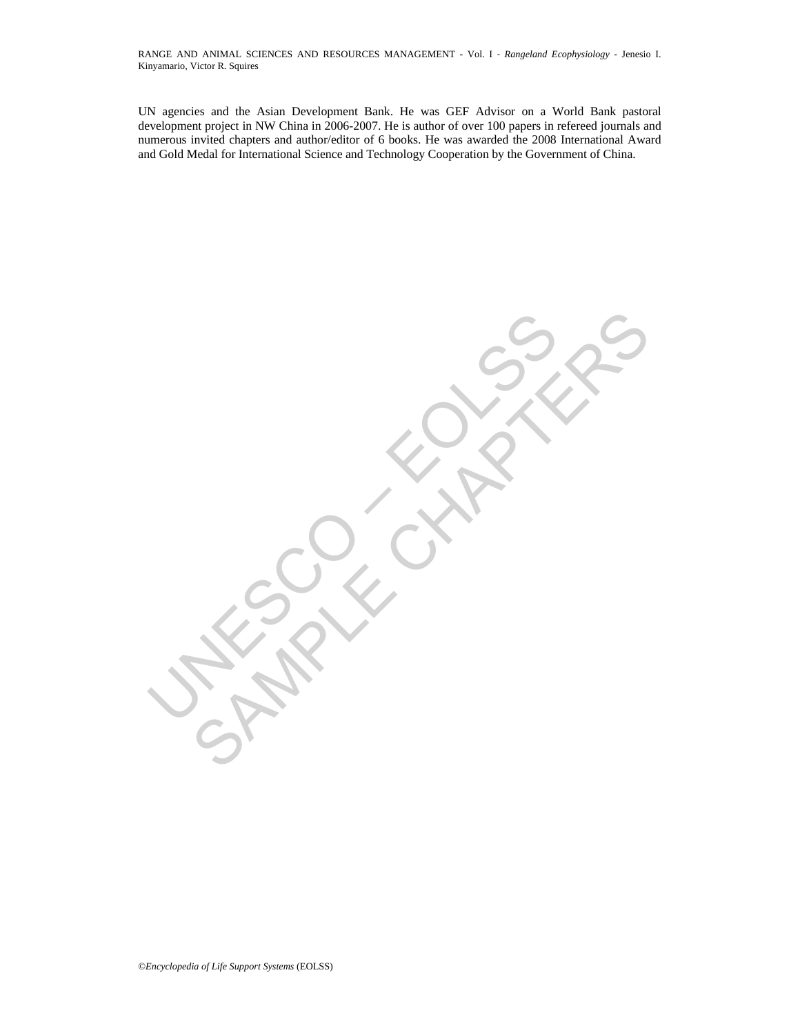UN agencies and the Asian Development Bank. He was GEF Advisor on a World Bank pastoral development project in NW China in 2006-2007. He is author of over 100 papers in refereed journals and numerous invited chapters and author/editor of 6 books. He was awarded the 2008 International Award and Gold Medal for International Science and Technology Cooperation by the Government of China.